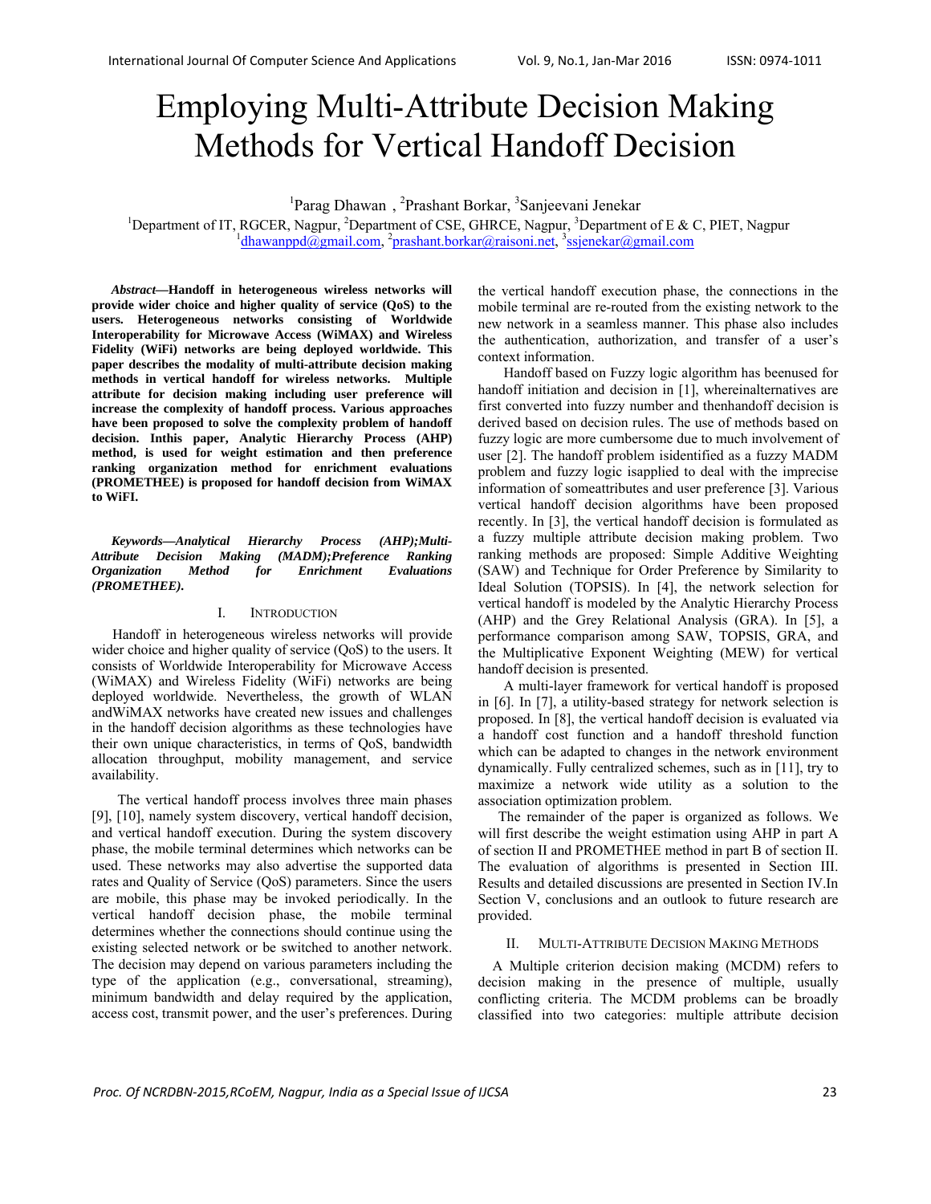# Employing Multi-Attribute Decision Making Methods for Vertical Handoff Decision

[1]Parag Dhawan , [2]Prashant Borkar, [3]Sanjeevani Jenekar

[1]Department of IT, RGCER, Nagpur, [2]Department of CSE, GHRCE, Nagpur, [3]Department of E & C, PIET, Nagpur

[1]dhawanppd@gmail.com, [2]prashant.borkar@raisoni.net, [3]ssjenekar@gmail.com

***Abstract*—Handoff in heterogeneous wireless networks will provide wider choice and higher quality of service (QoS) to the users. Heterogeneous networks consisting of Worldwide Interoperability for Microwave Access (WiMAX) and Wireless Fidelity (WiFi) networks are being deployed worldwide. This paper describes the modality of multi-attribute decision making methods in vertical handoff for wireless networks. Multiple attribute for decision making including user preference will increase the complexity of handoff process. Various approaches have been proposed to solve the complexity problem of handoff decision. Inthis paper, Analytic Hierarchy Process (AHP) method, is used for weight estimation and then preference ranking organization method for enrichment evaluations (PROMETHEE) is proposed for handoff decision from WiMAX to WiFi.**

***Keywords—Analytical Hierarchy Process (AHP);Multi-Attribute Decision Making (MADM);Preference Ranking Organization Method for Enrichment Evaluations (PROMETHEE).***

## I. Introduction

Handoff in heterogeneous wireless networks will provide wider choice and higher quality of service (QoS) to the users. It consists of Worldwide Interoperability for Microwave Access (WiMAX) and Wireless Fidelity (WiFi) networks are being deployed worldwide. Nevertheless, the growth of WLAN andWiMAX networks have created new issues and challenges in the handoff decision algorithms as these technologies have their own unique characteristics, in terms of QoS, bandwidth allocation throughput, mobility management, and service availability.

The vertical handoff process involves three main phases [9], [10], namely system discovery, vertical handoff decision, and vertical handoff execution. During the system discovery phase, the mobile terminal determines which networks can be used. These networks may also advertise the supported data rates and Quality of Service (QoS) parameters. Since the users are mobile, this phase may be invoked periodically. In the vertical handoff decision phase, the mobile terminal determines whether the connections should continue using the existing selected network or be switched to another network. The decision may depend on various parameters including the type of the application (e.g., conversational, streaming), minimum bandwidth and delay required by the application, access cost, transmit power, and the user's preferences. During the vertical handoff execution phase, the connections in the mobile terminal are re-routed from the existing network to the new network in a seamless manner. This phase also includes the authentication, authorization, and transfer of a user's context information.

Handoff based on Fuzzy logic algorithm has beenused for handoff initiation and decision in [1], whereinalternatives are first converted into fuzzy number and thenhandoff decision is derived based on decision rules. The use of methods based on fuzzy logic are more cumbersome due to much involvement of user [2]. The handoff problem isidentified as a fuzzy MADM problem and fuzzy logic isapplied to deal with the imprecise information of someattributes and user preference [3]. Various vertical handoff decision algorithms have been proposed recently. In [3], the vertical handoff decision is formulated as a fuzzy multiple attribute decision making problem. Two ranking methods are proposed: Simple Additive Weighting (SAW) and Technique for Order Preference by Similarity to Ideal Solution (TOPSIS). In [4], the network selection for vertical handoff is modeled by the Analytic Hierarchy Process (AHP) and the Grey Relational Analysis (GRA). In [5], a performance comparison among SAW, TOPSIS, GRA, and the Multiplicative Exponent Weighting (MEW) for vertical handoff decision is presented.

A multi-layer framework for vertical handoff is proposed in [6]. In [7], a utility-based strategy for network selection is proposed. In [8], the vertical handoff decision is evaluated via a handoff cost function and a handoff threshold function which can be adapted to changes in the network environment dynamically. Fully centralized schemes, such as in [11], try to maximize a network wide utility as a solution to the association optimization problem.

The remainder of the paper is organized as follows. We will first describe the weight estimation using AHP in part A of section II and PROMETHEE method in part B of section II. The evaluation of algorithms is presented in Section III. Results and detailed discussions are presented in Section IV.In Section V, conclusions and an outlook to future research are provided.

## II. Multi-Attribute Decision Making Methods

A Multiple criterion decision making (MCDM) refers to decision making in the presence of multiple, usually conflicting criteria. The MCDM problems can be broadly classified into two categories: multiple attribute decision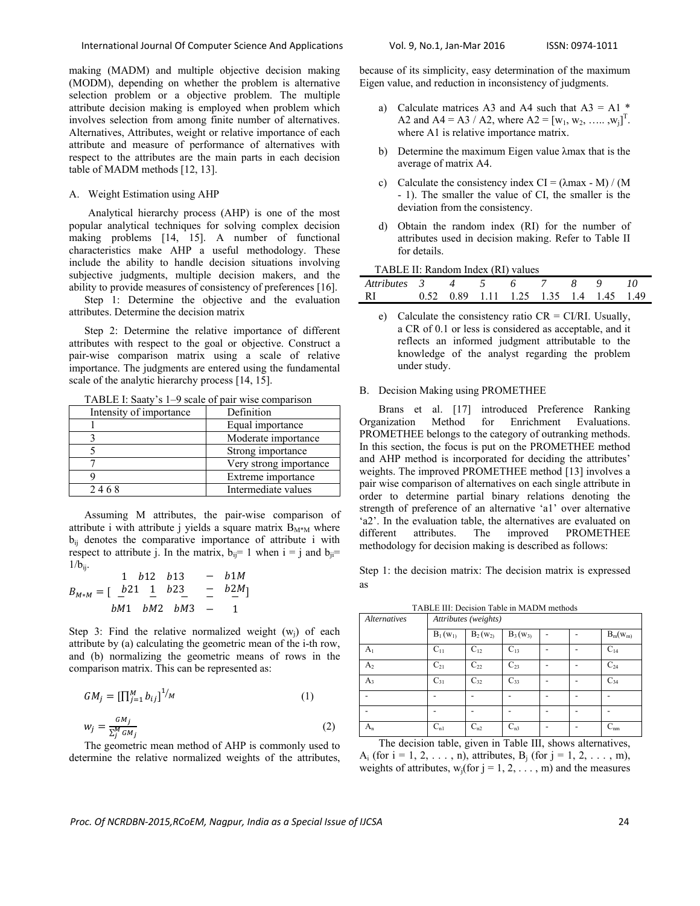making (MADM) and multiple objective decision making (MODM), depending on whether the problem is alternative selection problem or a objective problem. The multiple attribute decision making is employed when problem which involves selection from among finite number of alternatives. Alternatives, Attributes, weight or relative importance of each attribute and measure of performance of alternatives with respect to the attributes are the main parts in each decision table of MADM methods [12, 13].

### A. Weight Estimation using AHP

Analytical hierarchy process (AHP) is one of the most popular analytical techniques for solving complex decision making problems [14, 15]. A number of functional characteristics make AHP a useful methodology. These include the ability to handle decision situations involving subjective judgments, multiple decision makers, and the ability to provide measures of consistency of preferences [16].

Step 1: Determine the objective and the evaluation attributes. Determine the decision matrix

Step 2: Determine the relative importance of different attributes with respect to the goal or objective. Construct a pair-wise comparison matrix using a scale of relative importance. The judgments are entered using the fundamental scale of the analytic hierarchy process [14, 15].

TABLE I: Saaty's 1–9 scale of pair wise comparison

| Intensity of importance | Definition |
|---|---|
| 1 | Equal importance |
| 3 | Moderate importance |
| 5 | Strong importance |
| 7 | Very strong importance |
| 9 | Extreme importance |
| 2 4 6 8 | Intermediate values |

Assuming M attributes, the pair-wise comparison of attribute i with attribute j yields a square matrix $B_{M*M}$ where $b_{ij}$ denotes the comparative importance of attribute i with respect to attribute j. In the matrix, $b_{ij}= 1$ when $i = j$ and $b_{ji}= 1/b_{ij}$.

$$B_{M*M} = \begin{bmatrix} 1 & b12 & b13 & - & b1M \\ b21 & 1 & b23 & - & b2M \\ bM1 & bM2 & bM3 & - & 1 \end{bmatrix}$$

Step 3: Find the relative normalized weight ($w_j$) of each attribute by (a) calculating the geometric mean of the i-th row, and (b) normalizing the geometric means of rows in the comparison matrix. This can be represented as:

$$GM_j = \left[\prod_{j=1}^{M} b_{ij}\right]^{1/M} \tag{1}$$

$$w_j = \frac{GM_j}{\sum_j^M GM_j} \tag{2}$$

The geometric mean method of AHP is commonly used to determine the relative normalized weights of the attributes, because of its simplicity, easy determination of the maximum Eigen value, and reduction in inconsistency of judgments.

a) Calculate matrices A3 and A4 such that A3 = A1 * A2 and A4 = A3 / A2, where A2 = $[w_1, w_2, \ldots, w_j]^T$. where A1 is relative importance matrix.

b) Determine the maximum Eigen value λmax that is the average of matrix A4.

c) Calculate the consistency index CI = (λmax - M) / (M - 1). The smaller the value of CI, the smaller is the deviation from the consistency.

d) Obtain the random index (RI) for the number of attributes used in decision making. Refer to Table II for details.

TABLE II: Random Index (RI) values

| *Attributes* | *3* | *4* | *5* | *6* | *7* | *8* | *9* | *10* |
|---|---|---|---|---|---|---|---|---|
| RI | 0.52 | 0.89 | 1.11 | 1.25 | 1.35 | 1.4 | 1.45 | 1.49 |

e) Calculate the consistency ratio CR = CI/RI. Usually, a CR of 0.1 or less is considered as acceptable, and it reflects an informed judgment attributable to the knowledge of the analyst regarding the problem under study.

### B. Decision Making using PROMETHEE

Brans et al. [17] introduced Preference Ranking Organization Method for Enrichment Evaluations. PROMETHEE belongs to the category of outranking methods. In this section, the focus is put on the PROMETHEE method and AHP method is incorporated for deciding the attributes' weights. The improved PROMETHEE method [13] involves a pair wise comparison of alternatives on each single attribute in order to determine partial binary relations denoting the strength of preference of an alternative 'a1' over alternative 'a2'. In the evaluation table, the alternatives are evaluated on different attributes. The improved PROMETHEE methodology for decision making is described as follows:

Step 1: the decision matrix: The decision matrix is expressed as

TABLE III: Decision Table in MADM methods

| *Alternatives* | *Attributes (weights)* | | | | | |
|---|---|---|---|---|---|---|
| | $B_1(w_1)$ | $B_2(w_2)$ | $B_3(w_3)$ | - | - | $B_m(W_m)$ |
| $A_1$ | $C_{11}$ | $C_{12}$ | $C_{13}$ | - | - | $C_{14}$ |
| $A_2$ | $C_{21}$ | $C_{22}$ | $C_{23}$ | - | - | $C_{24}$ |
| $A_3$ | $C_{31}$ | $C_{32}$ | $C_{33}$ | - | - | $C_{34}$ |
| - | - | - | - | - | - | - |
| - | - | - | - | - | - | - |
| $A_n$ | $C_{n1}$ | $C_{n2}$ | $C_{n3}$ | - | - | $C_{nm}$ |

The decision table, given in Table III, shows alternatives, $A_i$ (for i = 1, 2, . . . , n), attributes, $B_j$ (for j = 1, 2, . . . , m), weights of attributes, $w_j$(for j = 1, 2, . . . , m) and the measures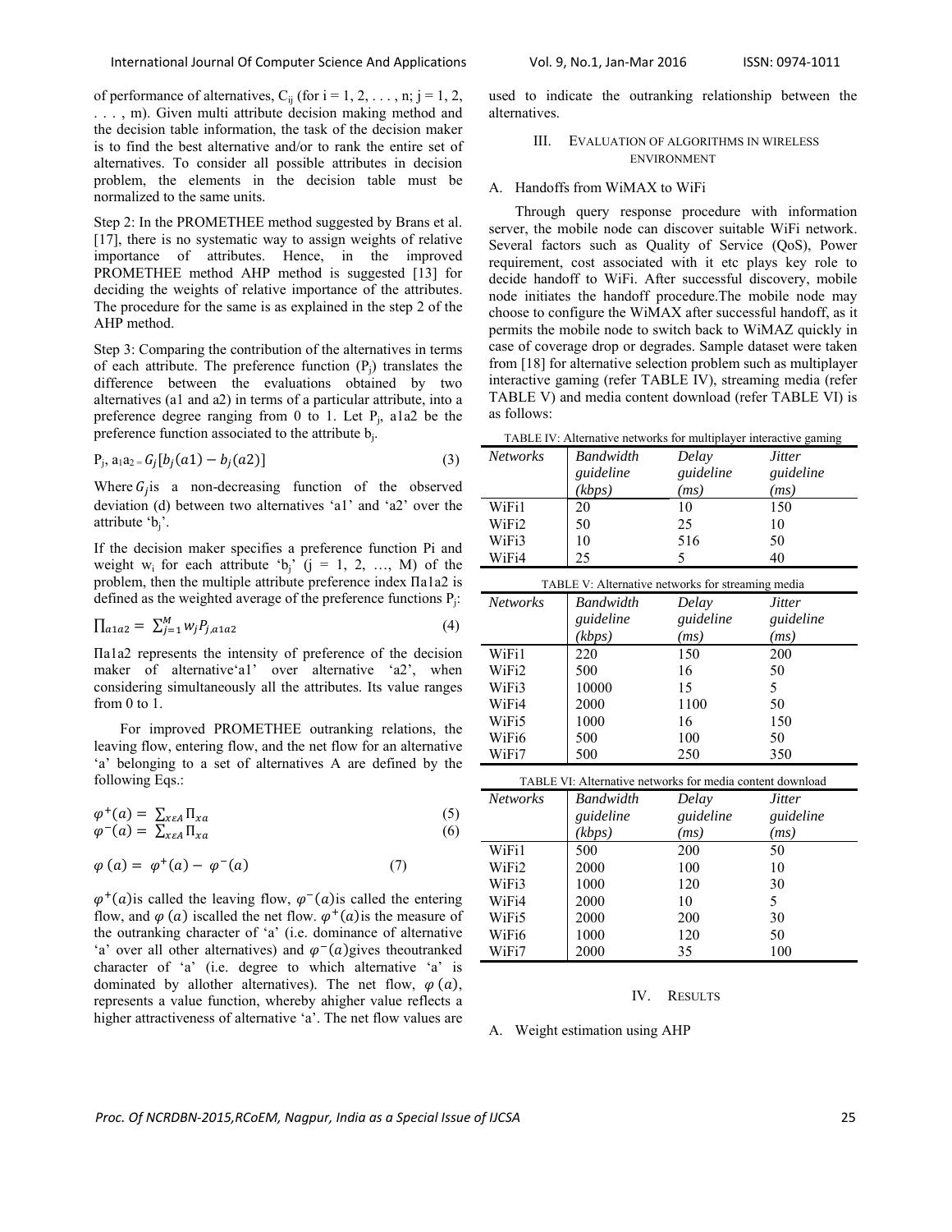of performance of alternatives, $C_{ij}$ (for i = 1, 2, . . . , n; j = 1, 2, . . . , m). Given multi attribute decision making method and the decision table information, the task of the decision maker is to find the best alternative and/or to rank the entire set of alternatives. To consider all possible attributes in decision problem, the elements in the decision table must be normalized to the same units.

Step 2: In the PROMETHEE method suggested by Brans et al. [17], there is no systematic way to assign weights of relative importance of attributes. Hence, in the improved PROMETHEE method AHP method is suggested [13] for deciding the weights of relative importance of the attributes. The procedure for the same is as explained in the step 2 of the AHP method.

Step 3: Comparing the contribution of the alternatives in terms of each attribute. The preference function ($P_j$) translates the difference between the evaluations obtained by two alternatives (a1 and a2) in terms of a particular attribute, into a preference degree ranging from 0 to 1. Let $P_j$, a1a2 be the preference function associated to the attribute $b_j$.

$$P_j, a_1a_2 = G_j[b_j(a1) - b_j(a2)] \quad (3)$$

Where $G_j$ is a non-decreasing function of the observed deviation (d) between two alternatives 'a1' and 'a2' over the attribute '$b_j$'.

If the decision maker specifies a preference function Pi and weight $w_i$ for each attribute '$b_j$' (j = 1, 2, …, M) of the problem, then the multiple attribute preference index Πa1a2 is defined as the weighted average of the preference functions $P_j$:

$$\prod_{a1a2} = \sum_{j=1}^{M} w_j P_{j,a1a2} \quad (4)$$

Πa1a2 represents the intensity of preference of the decision maker of alternative 'a1' over alternative 'a2', when considering simultaneously all the attributes. Its value ranges from 0 to 1.

For improved PROMETHEE outranking relations, the leaving flow, entering flow, and the net flow for an alternative 'a' belonging to a set of alternatives A are defined by the following Eqs.:

$$\varphi^{+}(a) = \sum_{x \varepsilon A} \Pi_{xa} \quad (5)$$
$$\varphi^{-}(a) = \sum_{x \varepsilon A} \Pi_{xa} \quad (6)$$

$$\varphi(a) = \varphi^{+}(a) - \varphi^{-}(a) \quad (7)$$

$\varphi^{+}(a)$ is called the leaving flow, $\varphi^{-}(a)$ is called the entering flow, and $\varphi(a)$ iscalled the net flow. $\varphi^{+}(a)$ is the measure of the outranking character of 'a' (i.e. dominance of alternative 'a' over all other alternatives) and $\varphi^{-}(a)$ gives theoutranked character of 'a' (i.e. degree to which alternative 'a' is dominated by allother alternatives). The net flow, $\varphi(a)$, represents a value function, whereby ahigher value reflects a higher attractiveness of alternative 'a'. The net flow values are used to indicate the outranking relationship between the alternatives.

## III. Evaluation of algorithms in wireless environment

### A. Handoffs from WiMAX to WiFi

Through query response procedure with information server, the mobile node can discover suitable WiFi network. Several factors such as Quality of Service (QoS), Power requirement, cost associated with it etc plays key role to decide handoff to WiFi. After successful discovery, mobile node initiates the handoff procedure.The mobile node may choose to configure the WiMAX after successful handoff, as it permits the mobile node to switch back to WiMAZ quickly in case of coverage drop or degrades. Sample dataset were taken from [18] for alternative selection problem such as multiplayer interactive gaming (refer TABLE IV), streaming media (refer TABLE V) and media content download (refer TABLE VI) is as follows:

TABLE IV: Alternative networks for multiplayer interactive gaming

| *Networks* | *Bandwidth guideline (kbps)* | *Delay guideline (ms)* | *Jitter guideline (ms)* |
|---|---|---|---|
| WiFi1 | 20 | 10 | 150 |
| WiFi2 | 50 | 25 | 10 |
| WiFi3 | 10 | 516 | 50 |
| WiFi4 | 25 | 5 | 40 |

TABLE V: Alternative networks for streaming media

| *Networks* | *Bandwidth guideline (kbps)* | *Delay guideline (ms)* | *Jitter guideline (ms)* |
|---|---|---|---|
| WiFi1 | 220 | 150 | 200 |
| WiFi2 | 500 | 16 | 50 |
| WiFi3 | 10000 | 15 | 5 |
| WiFi4 | 2000 | 1100 | 50 |
| WiFi5 | 1000 | 16 | 150 |
| WiFi6 | 500 | 100 | 50 |
| WiFi7 | 500 | 250 | 350 |

TABLE VI: Alternative networks for media content download

| *Networks* | *Bandwidth guideline (kbps)* | *Delay guideline (ms)* | *Jitter guideline (ms)* |
|---|---|---|---|
| WiFi1 | 500 | 200 | 50 |
| WiFi2 | 2000 | 100 | 10 |
| WiFi3 | 1000 | 120 | 30 |
| WiFi4 | 2000 | 10 | 5 |
| WiFi5 | 2000 | 200 | 30 |
| WiFi6 | 1000 | 120 | 50 |
| WiFi7 | 2000 | 35 | 100 |

## IV. Results

### A. Weight estimation using AHP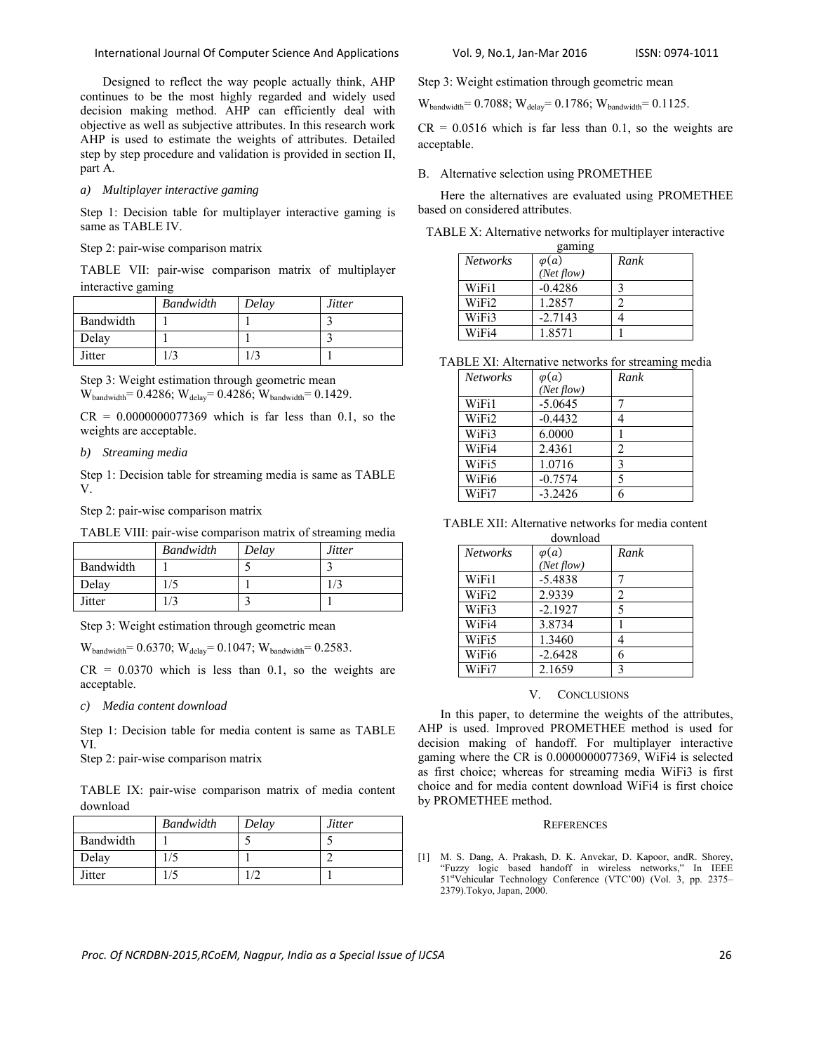Designed to reflect the way people actually think, AHP continues to be the most highly regarded and widely used decision making method. AHP can efficiently deal with objective as well as subjective attributes. In this research work AHP is used to estimate the weights of attributes. Detailed step by step procedure and validation is provided in section II, part A.

*a) Multiplayer interactive gaming*

Step 1: Decision table for multiplayer interactive gaming is same as TABLE IV.

Step 2: pair-wise comparison matrix

TABLE VII: pair-wise comparison matrix of multiplayer interactive gaming

| | *Bandwidth* | *Delay* | *Jitter* |
|---|---|---|---|
| Bandwidth | 1 | 1 | 3 |
| Delay | 1 | 1 | 3 |
| Jitter | 1/3 | 1/3 | 1 |

Step 3: Weight estimation through geometric mean
$W_{bandwidth}$= 0.4286; $W_{delay}$= 0.4286; $W_{bandwidth}$= 0.1429.

CR = 0.0000000077369 which is far less than 0.1, so the weights are acceptable.

*b) Streaming media*

Step 1: Decision table for streaming media is same as TABLE V.

Step 2: pair-wise comparison matrix

TABLE VIII: pair-wise comparison matrix of streaming media

| | *Bandwidth* | *Delay* | *Jitter* |
|---|---|---|---|
| Bandwidth | 1 | 5 | 3 |
| Delay | 1/5 | 1 | 1/3 |
| Jitter | 1/3 | 3 | 1 |

Step 3: Weight estimation through geometric mean

$W_{bandwidth}$= 0.6370; $W_{delay}$= 0.1047; $W_{bandwidth}$= 0.2583.

CR = 0.0370 which is less than 0.1, so the weights are acceptable.

*c) Media content download*

Step 1: Decision table for media content is same as TABLE VI.
Step 2: pair-wise comparison matrix

TABLE IX: pair-wise comparison matrix of media content download

| | *Bandwidth* | *Delay* | *Jitter* |
|---|---|---|---|
| Bandwidth | 1 | 5 | 5 |
| Delay | 1/5 | 1 | 2 |
| Jitter | 1/5 | 1/2 | 1 |

Step 3: Weight estimation through geometric mean

$W_{bandwidth}$= 0.7088; $W_{delay}$= 0.1786; $W_{bandwidth}$= 0.1125.

CR = 0.0516 which is far less than 0.1, so the weights are acceptable.

B. Alternative selection using PROMETHEE

Here the alternatives are evaluated using PROMETHEE based on considered attributes.

TABLE X: Alternative networks for multiplayer interactive gaming

| *Networks* | $\varphi(a)$ *(Net flow)* | *Rank* |
|---|---|---|
| WiFi1 | -0.4286 | 3 |
| WiFi2 | 1.2857 | 2 |
| WiFi3 | -2.7143 | 4 |
| WiFi4 | 1.8571 | 1 |

TABLE XI: Alternative networks for streaming media

| *Networks* | $\varphi(a)$ *(Net flow)* | *Rank* |
|---|---|---|
| WiFi1 | -5.0645 | 7 |
| WiFi2 | -0.4432 | 4 |
| WiFi3 | 6.0000 | 1 |
| WiFi4 | 2.4361 | 2 |
| WiFi5 | 1.0716 | 3 |
| WiFi6 | -0.7574 | 5 |
| WiFi7 | -3.2426 | 6 |

TABLE XII: Alternative networks for media content download

| *Networks* | $\varphi(a)$ *(Net flow)* | *Rank* |
|---|---|---|
| WiFi1 | -5.4838 | 7 |
| WiFi2 | 2.9339 | 2 |
| WiFi3 | -2.1927 | 5 |
| WiFi4 | 3.8734 | 1 |
| WiFi5 | 1.3460 | 4 |
| WiFi6 | -2.6428 | 6 |
| WiFi7 | 2.1659 | 3 |

## V. CONCLUSIONS

In this paper, to determine the weights of the attributes, AHP is used. Improved PROMETHEE method is used for decision making of handoff. For multiplayer interactive gaming where the CR is 0.0000000077369, WiFi4 is selected as first choice; whereas for streaming media WiFi3 is first choice and for media content download WiFi4 is first choice by PROMETHEE method.

## REFERENCES

[1] M. S. Dang, A. Prakash, D. K. Anvekar, D. Kapoor, andR. Shorey, "Fuzzy logic based handoff in wireless networks," In IEEE 51stVehicular Technology Conference (VTC'00) (Vol. 3, pp. 2375–2379).Tokyo, Japan, 2000.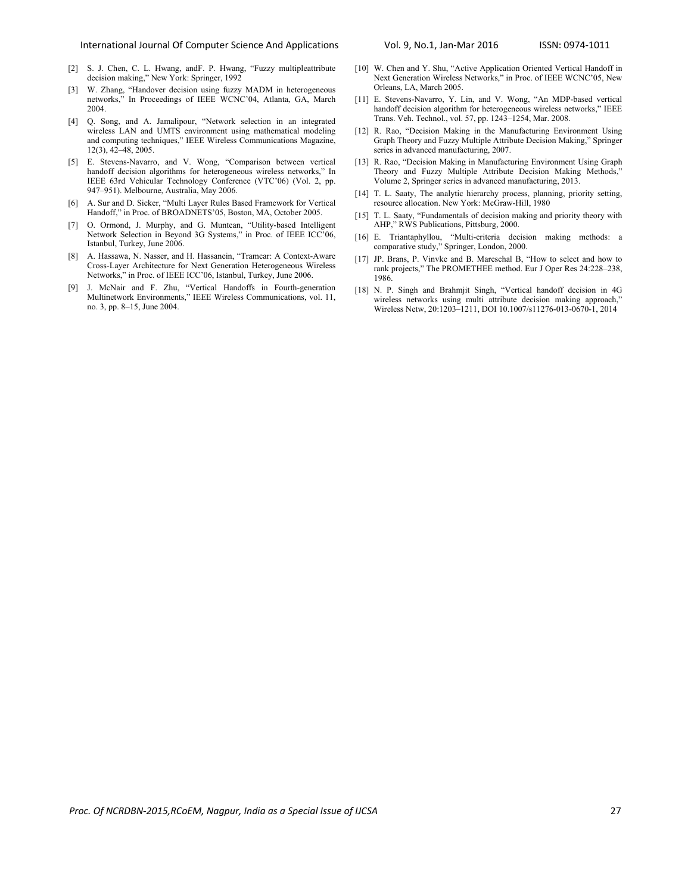[2] S. J. Chen, C. L. Hwang, andF. P. Hwang, "Fuzzy multipleattribute decision making," New York: Springer, 1992

[3] W. Zhang, "Handover decision using fuzzy MADM in heterogeneous networks," In Proceedings of IEEE WCNC'04, Atlanta, GA, March 2004.

[4] Q. Song, and A. Jamalipour, "Network selection in an integrated wireless LAN and UMTS environment using mathematical modeling and computing techniques," IEEE Wireless Communications Magazine, 12(3), 42–48, 2005.

[5] E. Stevens-Navarro, and V. Wong, "Comparison between vertical handoff decision algorithms for heterogeneous wireless networks," In IEEE 63rd Vehicular Technology Conference (VTC'06) (Vol. 2, pp. 947–951). Melbourne, Australia, May 2006.

[6] A. Sur and D. Sicker, "Multi Layer Rules Based Framework for Vertical Handoff," in Proc. of BROADNETS'05, Boston, MA, October 2005.

[7] O. Ormond, J. Murphy, and G. Muntean, "Utility-based Intelligent Network Selection in Beyond 3G Systems," in Proc. of IEEE ICC'06, Istanbul, Turkey, June 2006.

[8] A. Hassawa, N. Nasser, and H. Hassanein, "Tramcar: A Context-Aware Cross-Layer Architecture for Next Generation Heterogeneous Wireless Networks," in Proc. of IEEE ICC'06, Istanbul, Turkey, June 2006.

[9] J. McNair and F. Zhu, "Vertical Handoffs in Fourth-generation Multinetwork Environments," IEEE Wireless Communications, vol. 11, no. 3, pp. 8–15, June 2004.

[10] W. Chen and Y. Shu, "Active Application Oriented Vertical Handoff in Next Generation Wireless Networks," in Proc. of IEEE WCNC'05, New Orleans, LA, March 2005.

[11] E. Stevens-Navarro, Y. Lin, and V. Wong, "An MDP-based vertical handoff decision algorithm for heterogeneous wireless networks," IEEE Trans. Veh. Technol., vol. 57, pp. 1243–1254, Mar. 2008.

[12] R. Rao, "Decision Making in the Manufacturing Environment Using Graph Theory and Fuzzy Multiple Attribute Decision Making," Springer series in advanced manufacturing, 2007.

[13] R. Rao, "Decision Making in Manufacturing Environment Using Graph Theory and Fuzzy Multiple Attribute Decision Making Methods," Volume 2, Springer series in advanced manufacturing, 2013.

[14] T. L. Saaty, The analytic hierarchy process, planning, priority setting, resource allocation. New York: McGraw-Hill, 1980

[15] T. L. Saaty, "Fundamentals of decision making and priority theory with AHP," RWS Publications, Pittsburg, 2000.

[16] E. Triantaphyllou, "Multi-criteria decision making methods: a comparative study," Springer, London, 2000.

[17] JP. Brans, P. Vinvke and B. Mareschal B, "How to select and how to rank projects," The PROMETHEE method. Eur J Oper Res 24:228–238, 1986.

[18] N. P. Singh and Brahmjit Singh, "Vertical handoff decision in 4G wireless networks using multi attribute decision making approach," Wireless Netw, 20:1203–1211, DOI 10.1007/s11276-013-0670-1, 2014